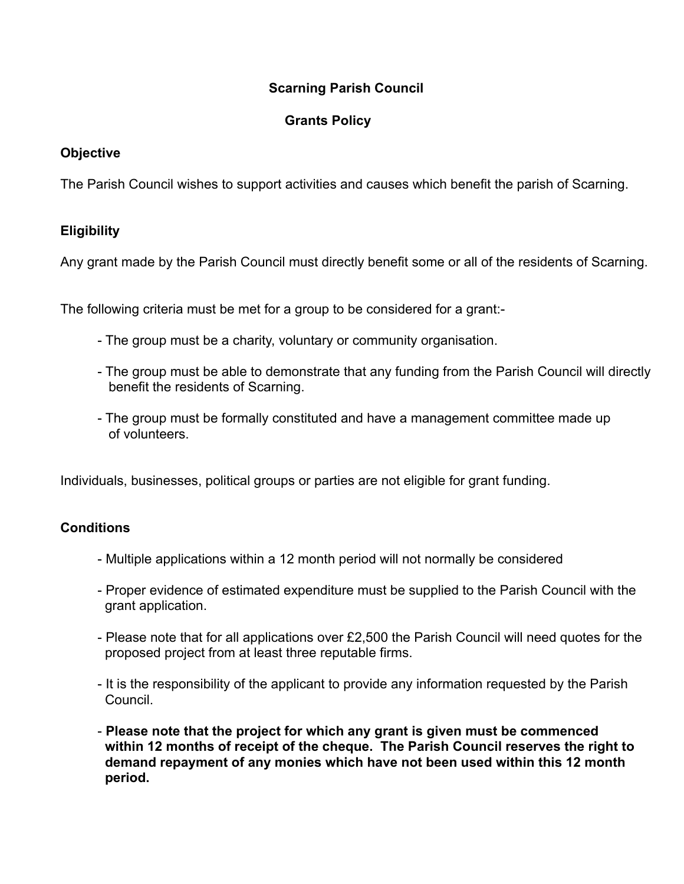# Scarning Parish Council

## Grants Policy

### Objective

The Parish Council wishes to support activities and causes which benefit the parish of Scarning.

### Eligibility

Any grant made by the Parish Council must directly benefit some or all of the residents of Scarning.

The following criteria must be met for a group to be considered for a grant:-

- The group must be a charity, voluntary or community organisation.
- The group must be able to demonstrate that any funding from the Parish Council will directly benefit the residents of Scarning.
- The group must be formally constituted and have a management committee made up of volunteers.

Individuals, businesses, political groups or parties are not eligible for grant funding.

### Conditions

- Multiple applications within a 12 month period will not normally be considered
- Proper evidence of estimated expenditure must be supplied to the Parish Council with the grant application.
- Please note that for all applications over £2,500 the Parish Council will need quotes for the proposed project from at least three reputable firms.
- It is the responsibility of the applicant to provide any information requested by the Parish Council.
- **Please note that the project for which any grant is given must be commenced within 12 months of receipt of the cheque. The Parish Council reserves the right to demand repayment of any monies which have not been used within this 12 month period.**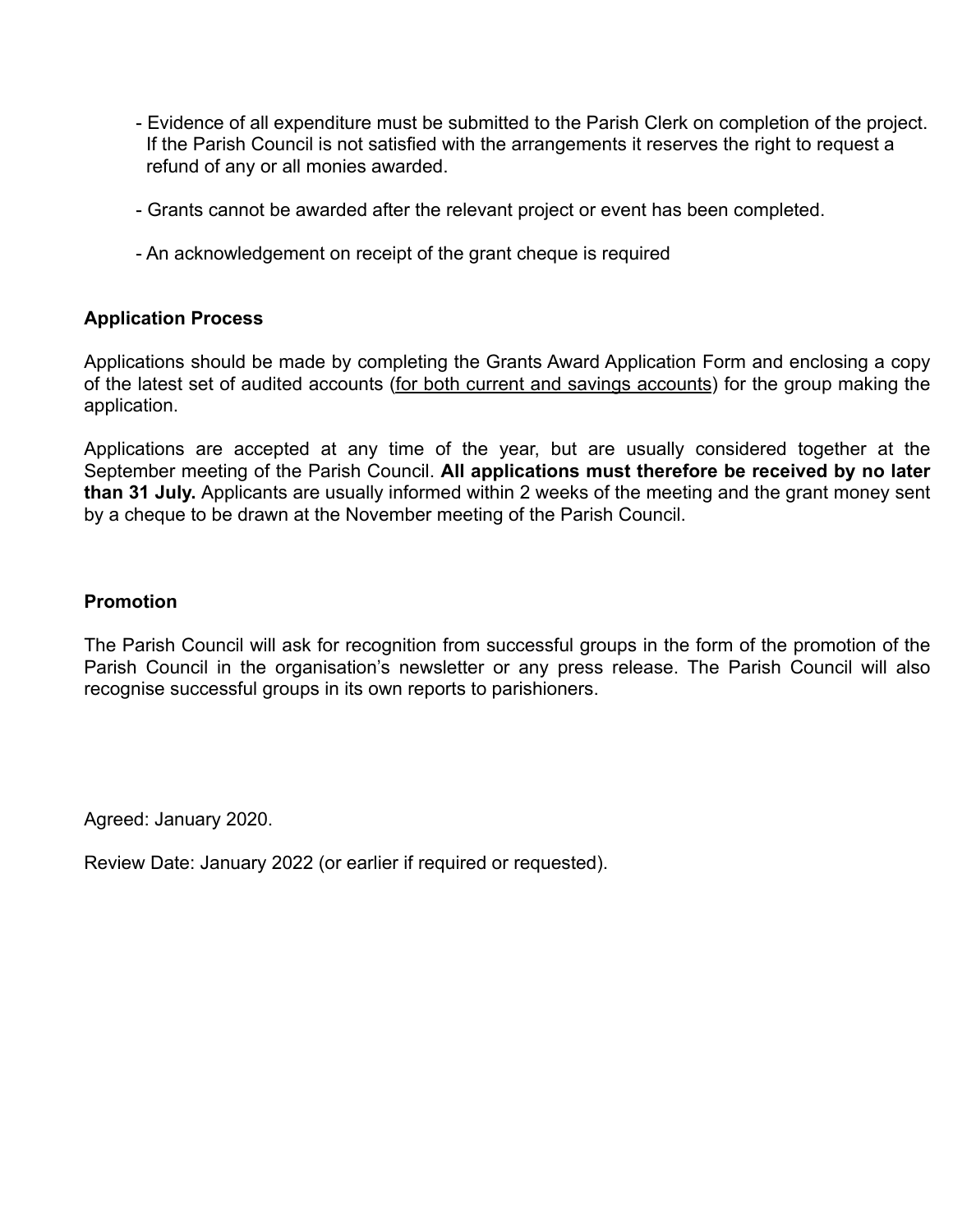- Evidence of all expenditure must be submitted to the Parish Clerk on completion of the project. If the Parish Council is not satisfied with the arrangements it reserves the right to request a refund of any or all monies awarded.

- Grants cannot be awarded after the relevant project or event has been completed.

- An acknowledgement on receipt of the grant cheque is required

**Application Process**

Applications should be made by completing the Grants Award Application Form and enclosing a copy of the latest set of audited accounts (<u>for both current and savings accounts</u>) for the group making the application.

Applications are accepted at any time of the year, but are usually considered together at the September meeting of the Parish Council. **All applications must therefore be received by no later than 31 July.** Applicants are usually informed within 2 weeks of the meeting and the grant money sent by a cheque to be drawn at the November meeting of the Parish Council.

**Promotion**

The Parish Council will ask for recognition from successful groups in the form of the promotion of the Parish Council in the organisation's newsletter or any press release. The Parish Council will also recognise successful groups in its own reports to parishioners.

Agreed: January 2020.

Review Date: January 2022 (or earlier if required or requested).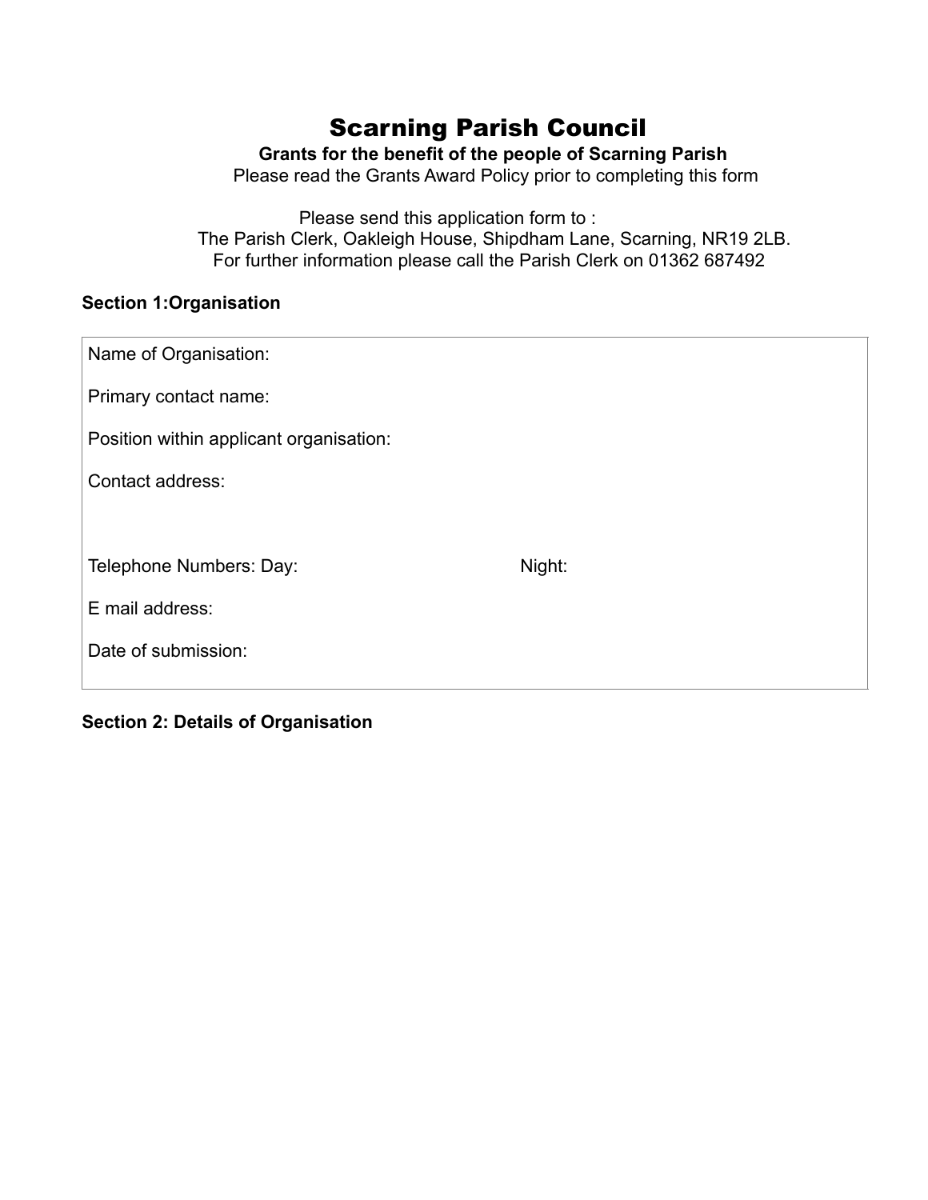# Scarning Parish Council

**Grants for the benefit of the people of Scarning Parish**

Please read the Grants Award Policy prior to completing this form

Please send this application form to :
The Parish Clerk, Oakleigh House, Shipdham Lane, Scarning, NR19 2LB.
For further information please call the Parish Clerk on 01362 687492

**Section 1:Organisation**

Name of Organisation:

Primary contact name:

Position within applicant organisation:

Contact address:

Telephone Numbers: Day: Night:

E mail address:

Date of submission:

**Section 2: Details of Organisation**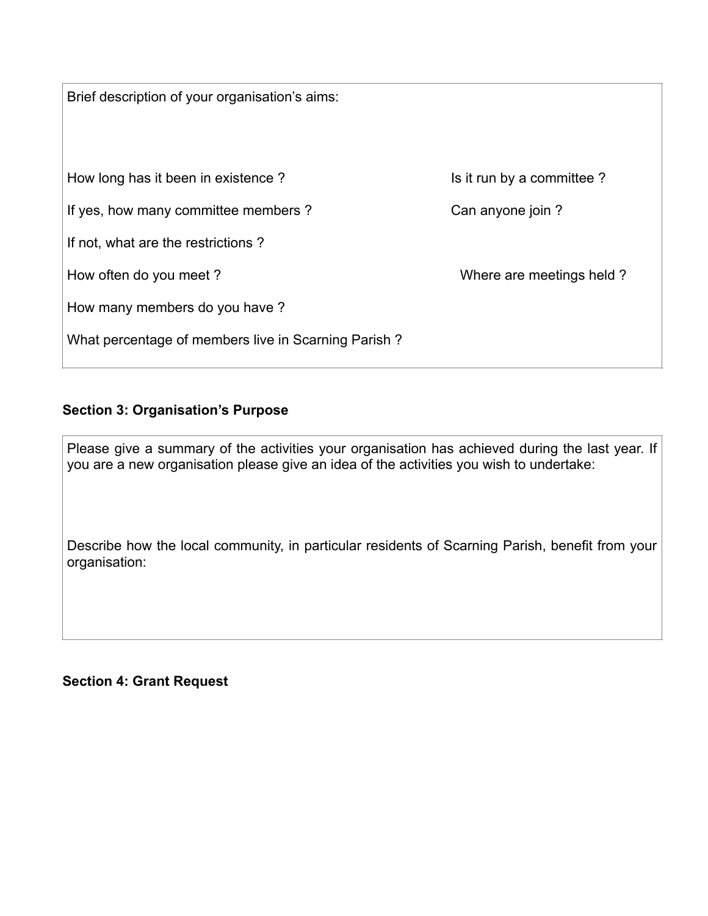Brief description of your organisation's aims:

How long has it been in existence ?

Is it run by a committee ?

If yes, how many committee members ?

Can anyone join ?

If not, what are the restrictions ?

How often do you meet ?

Where are meetings held ?

How many members do you have ?

What percentage of members live in Scarning Parish ?

**Section 3: Organisation's Purpose**

Please give a summary of the activities your organisation has achieved during the last year. If you are a new organisation please give an idea of the activities you wish to undertake:

Describe how the local community, in particular residents of Scarning Parish, benefit from your organisation:

**Section 4: Grant Request**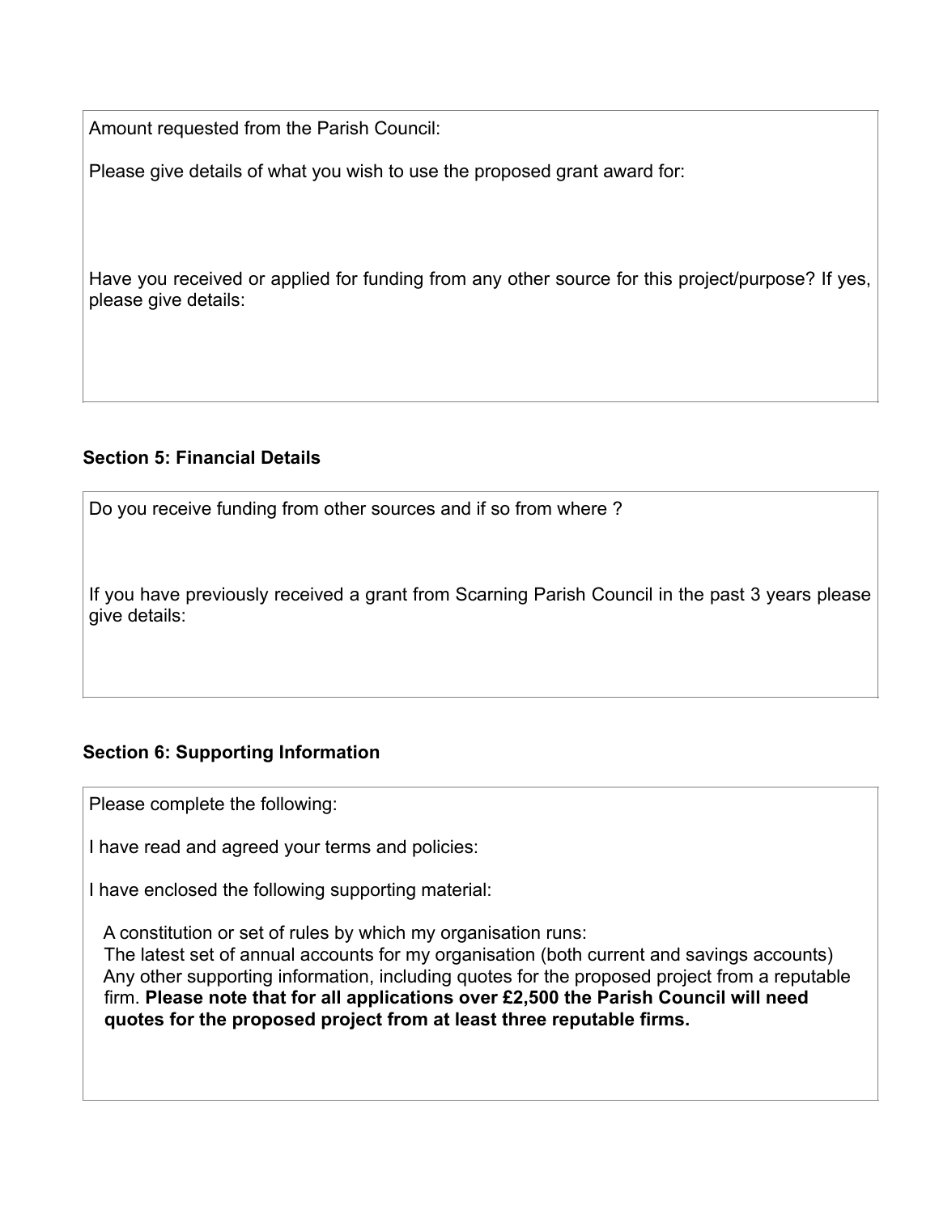Amount requested from the Parish Council:

Please give details of what you wish to use the proposed grant award for:

Have you received or applied for funding from any other source for this project/purpose? If yes, please give details:

**Section 5: Financial Details**

Do you receive funding from other sources and if so from where ?

If you have previously received a grant from Scarning Parish Council in the past 3 years please give details:

**Section 6: Supporting Information**

Please complete the following:

I have read and agreed your terms and policies:

I have enclosed the following supporting material:

A constitution or set of rules by which my organisation runs:
The latest set of annual accounts for my organisation (both current and savings accounts)
Any other supporting information, including quotes for the proposed project from a reputable firm. **Please note that for all applications over £2,500 the Parish Council will need quotes for the proposed project from at least three reputable firms.**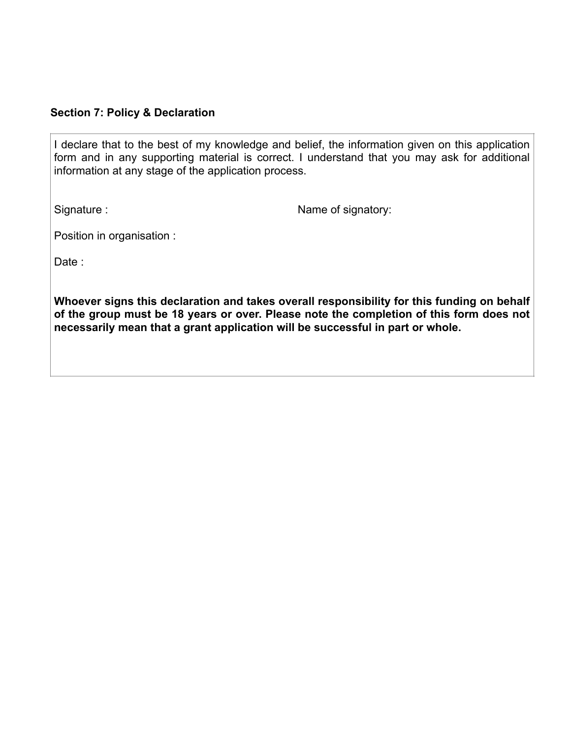## Section 7: Policy & Declaration

I declare that to the best of my knowledge and belief, the information given on this application form and in any supporting material is correct. I understand that you may ask for additional information at any stage of the application process.

Signature :

Name of signatory:

Position in organisation :

Date :

**Whoever signs this declaration and takes overall responsibility for this funding on behalf of the group must be 18 years or over. Please note the completion of this form does not necessarily mean that a grant application will be successful in part or whole.**